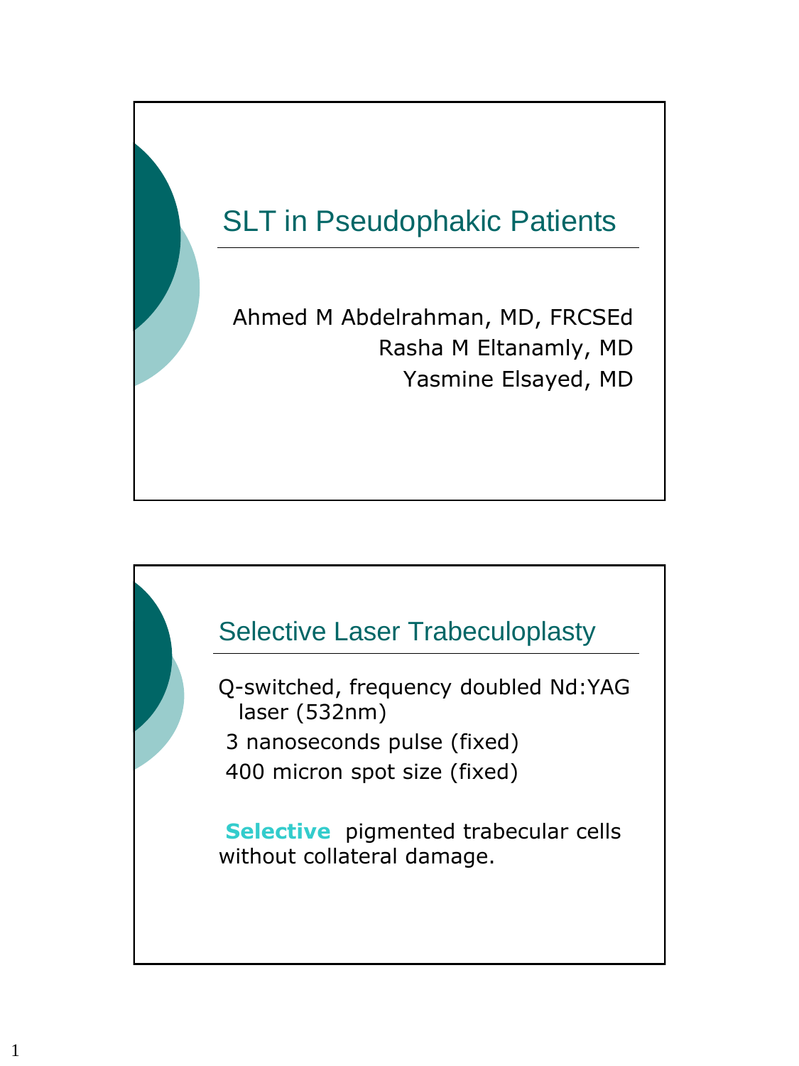# SLT in Pseudophakic Patients

Ahmed M Abdelrahman, MD, FRCSEd
Rasha M Eltanamly, MD
Yasmine Elsayed, MD

## Selective Laser Trabeculoplasty

Q-switched, frequency doubled Nd:YAG laser (532nm)

3 nanoseconds pulse (fixed)

400 micron spot size (fixed)

**Selective** pigmented trabecular cells without collateral damage.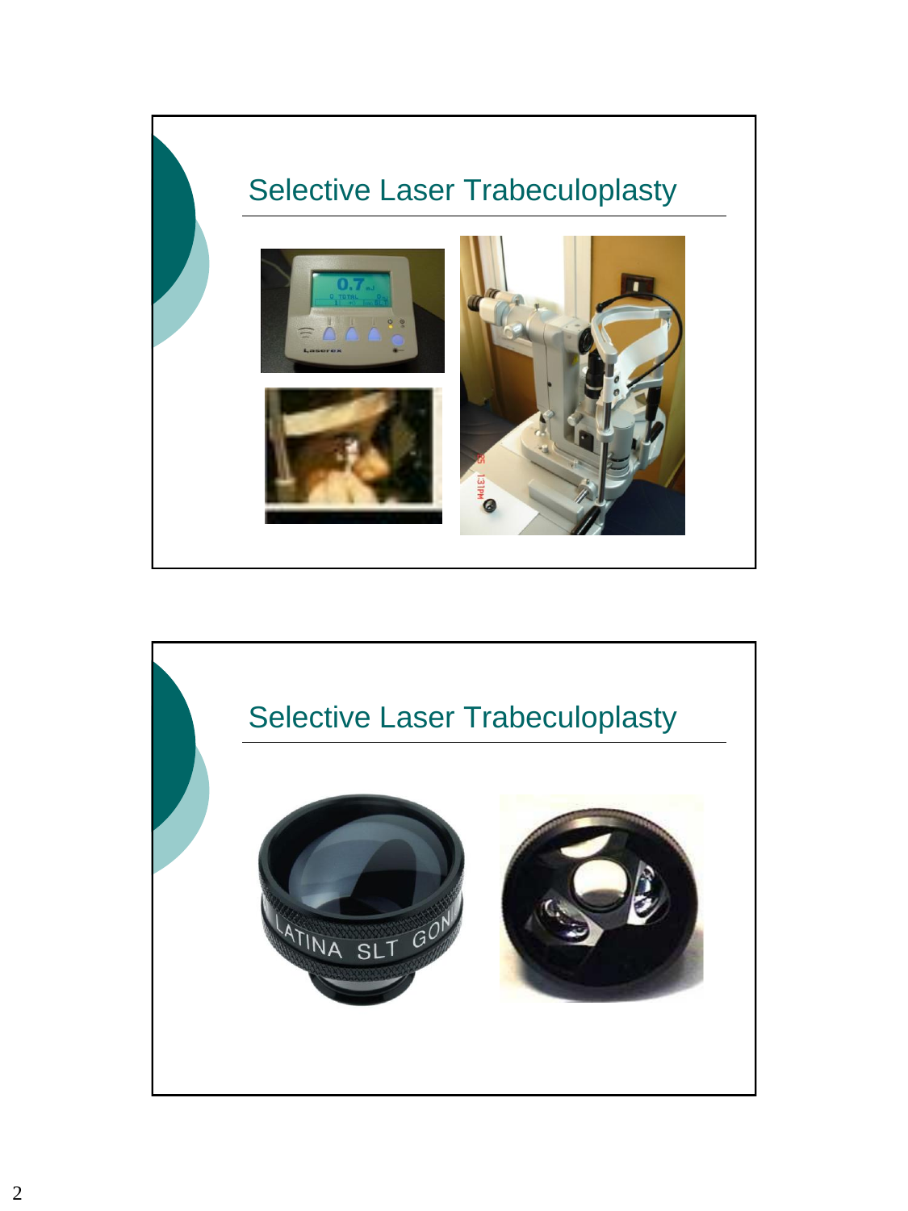## Selective Laser Trabeculoplasty

## Selective Laser Trabeculoplasty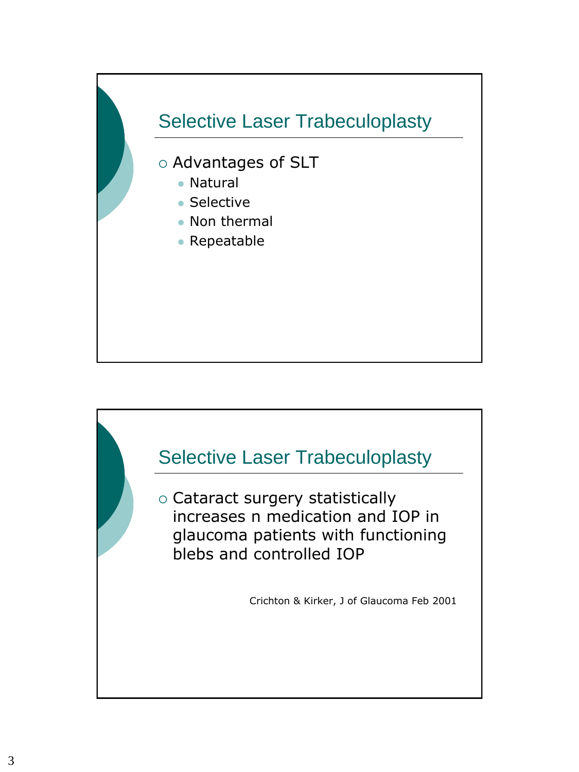## Selective Laser Trabeculoplasty

- Advantages of SLT
  - Natural
  - Selective
  - Non thermal
  - Repeatable

## Selective Laser Trabeculoplasty

- Cataract surgery statistically increases n medication and IOP in glaucoma patients with functioning blebs and controlled IOP

Crichton & Kirker, J of Glaucoma Feb 2001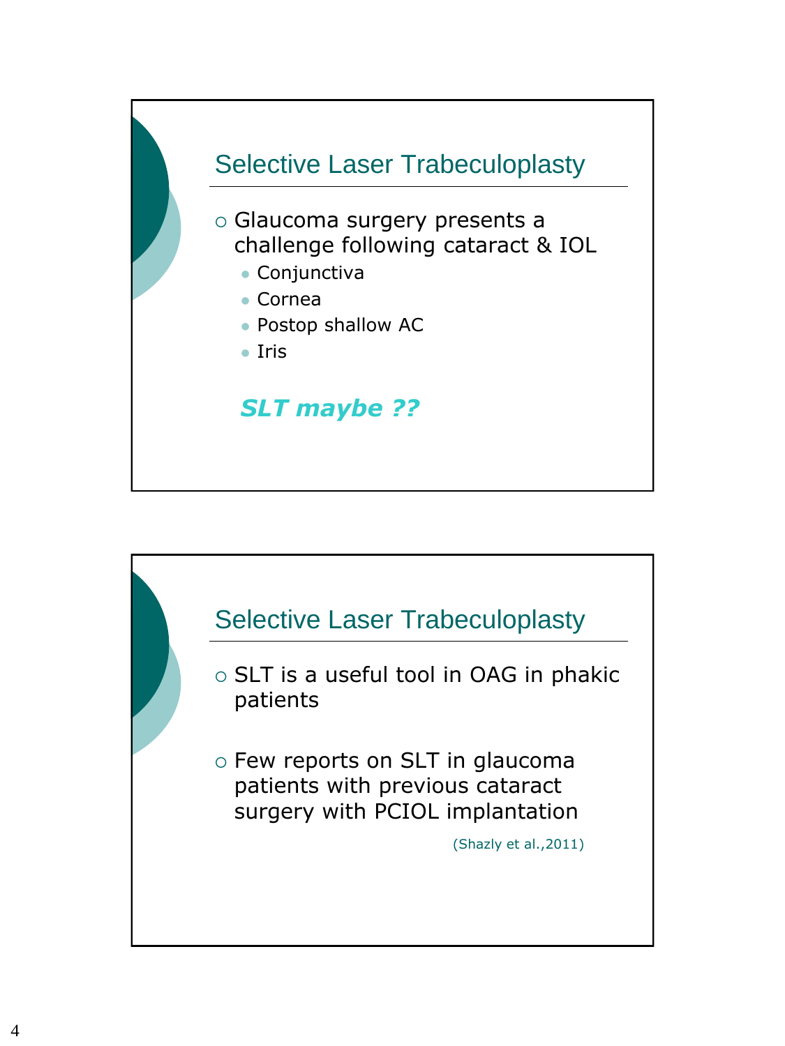## Selective Laser Trabeculoplasty

- Glaucoma surgery presents a challenge following cataract & IOL
  - Conjunctiva
  - Cornea
  - Postop shallow AC
  - Iris

***SLT maybe ??***

## Selective Laser Trabeculoplasty

- SLT is a useful tool in OAG in phakic patients

- Few reports on SLT in glaucoma patients with previous cataract surgery with PCIOL implantation

(Shazly et al.,2011)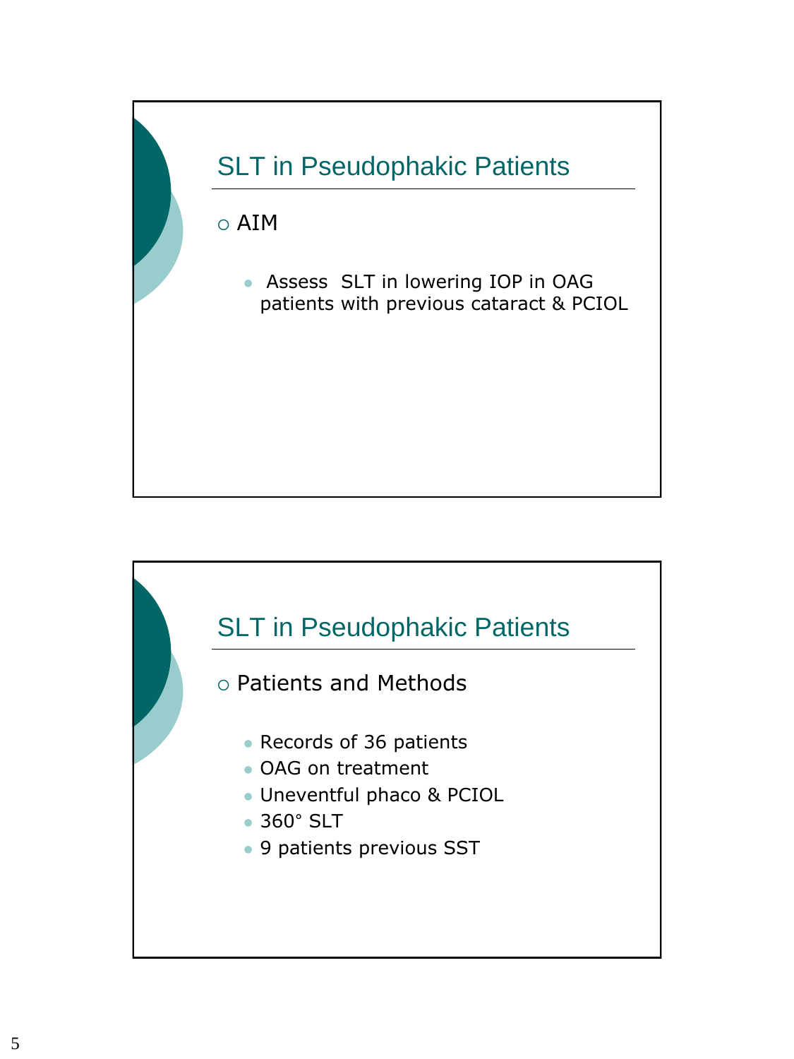## SLT in Pseudophakic Patients

- AIM
  - Assess SLT in lowering IOP in OAG patients with previous cataract & PCIOL

## SLT in Pseudophakic Patients

- Patients and Methods
  - Records of 36 patients
  - OAG on treatment
  - Uneventful phaco & PCIOL
  - 360° SLT
  - 9 patients previous SST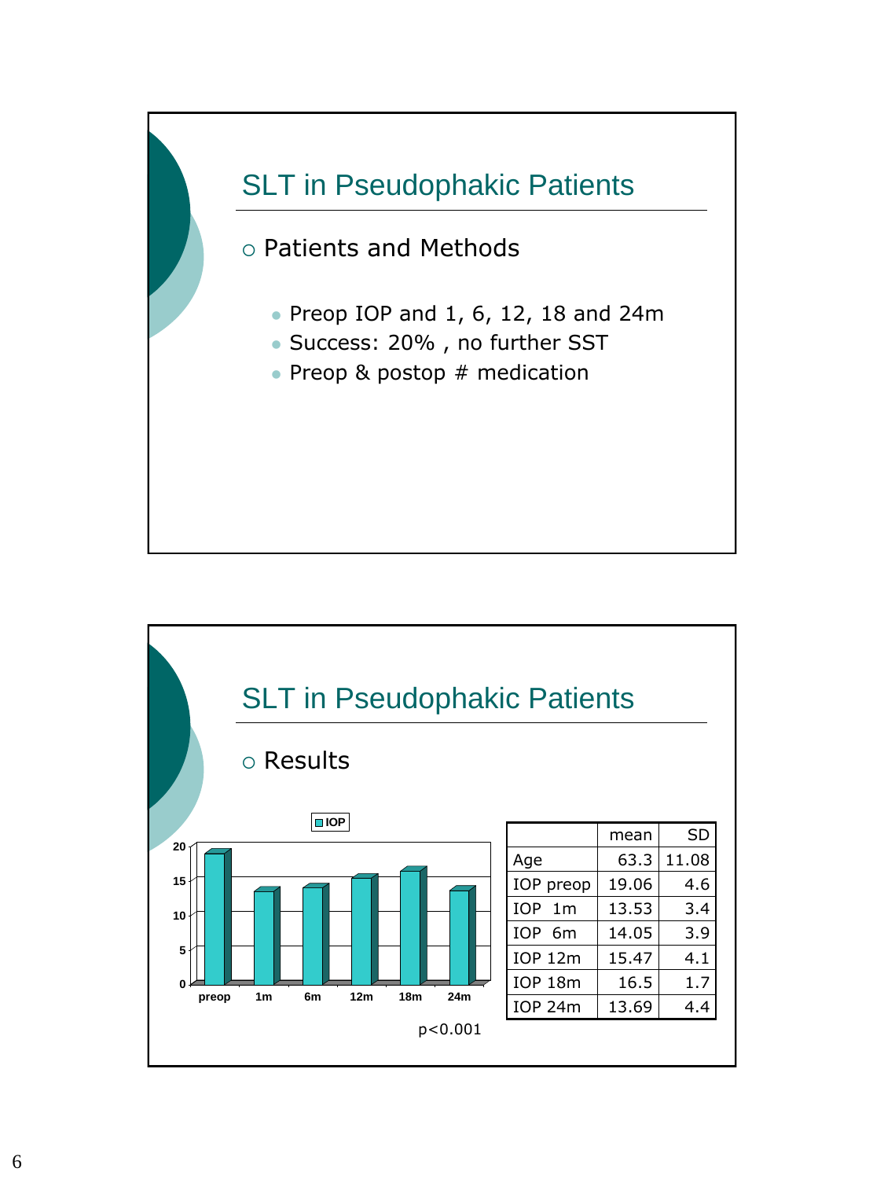## SLT in Pseudophakic Patients

- Patients and Methods
  - Preop IOP and 1, 6, 12, 18 and 24m
  - Success: 20% , no further SST
  - Preop & postop # medication

## SLT in Pseudophakic Patients

- Results

IOP

| | IOP |
|---|---|
| preop | ~19 |
| 1m | ~13.5 |
| 6m | ~14 |
| 12m | ~15.5 |
| 18m | ~16.5 |
| 24m | ~13.5 |

$p<0.001$

| | mean | SD |
|---|---|---|
| Age | 63.3 | 11.08 |
| IOP preop | 19.06 | 4.6 |
| IOP 1m | 13.53 | 3.4 |
| IOP 6m | 14.05 | 3.9 |
| IOP 12m | 15.47 | 4.1 |
| IOP 18m | 16.5 | 1.7 |
| IOP 24m | 13.69 | 4.4 |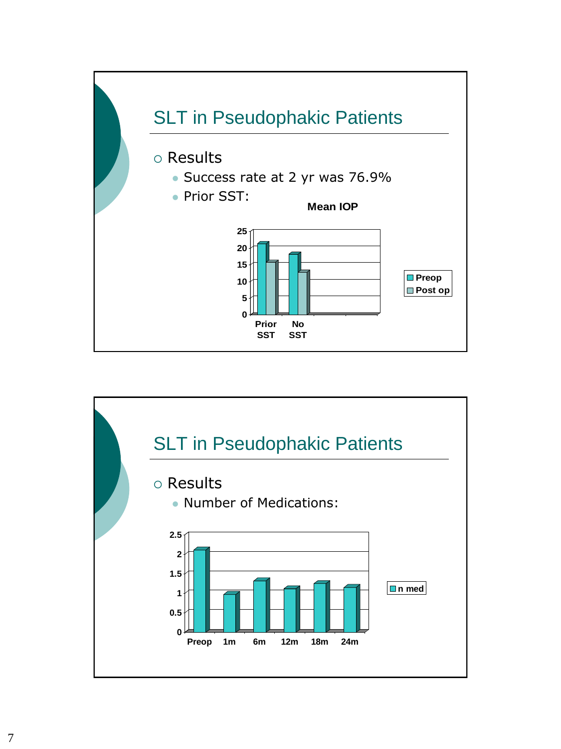## SLT in Pseudophakic Patients

- Results
  - Success rate at 2 yr was 76.9%
  - Prior SST:

**Mean IOP**

| | Preop | Post op |
|---|---|---|
| Prior SST | ~21 | ~15.5 |
| No SST | ~18 | ~12.5 |

## SLT in Pseudophakic Patients

- Results
  - Number of Medications:

| | n med |
|---|---|
| Preop | ~2.1 |
| 1m | ~0.95 |
| 6m | ~1.3 |
| 12m | ~1.1 |
| 18m | ~1.25 |
| 24m | ~1.15 |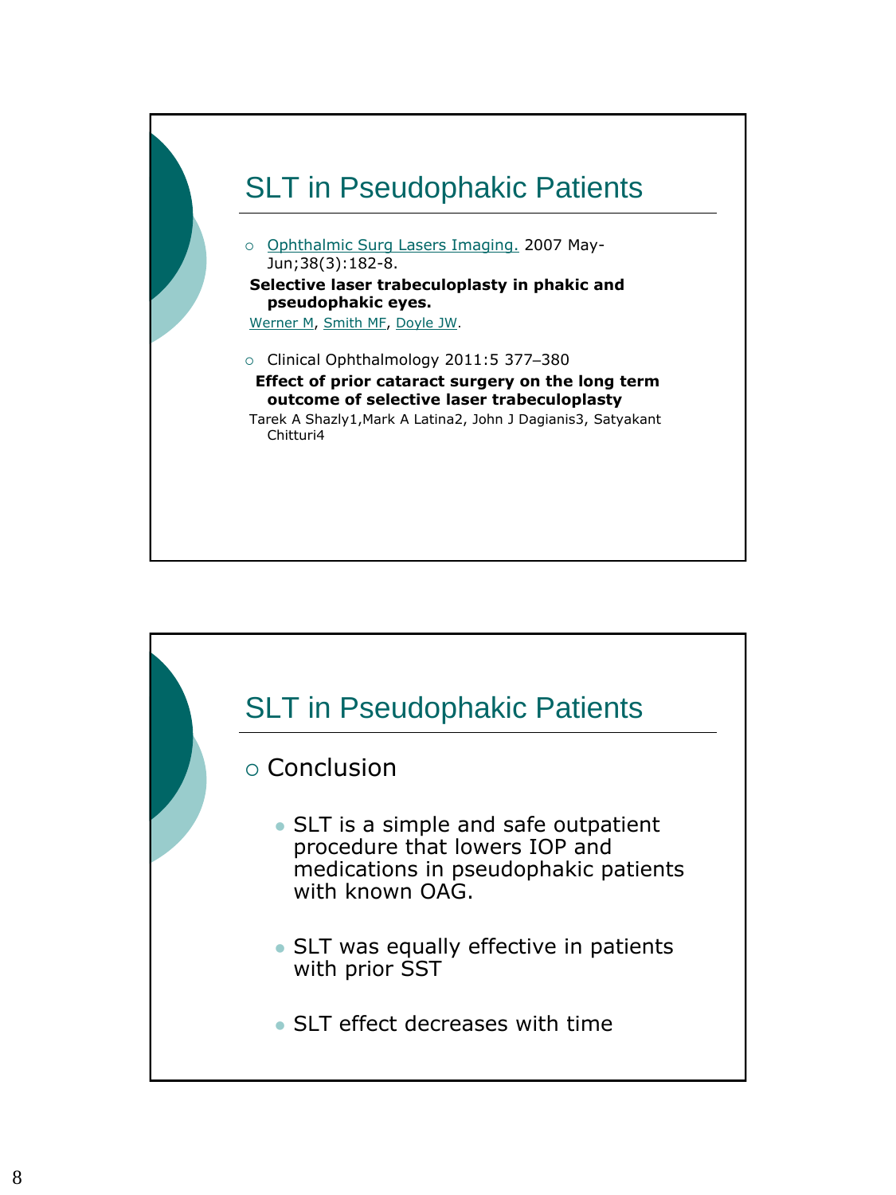## SLT in Pseudophakic Patients

- Ophthalmic Surg Lasers Imaging. 2007 May-Jun;38(3):182-8.

**Selective laser trabeculoplasty in phakic and pseudophakic eyes.**

Werner M, Smith MF, Doyle JW.

- Clinical Ophthalmology 2011:5 377–380

**Effect of prior cataract surgery on the long term outcome of selective laser trabeculoplasty**

Tarek A Shazly1,Mark A Latina2, John J Dagianis3, Satyakant Chitturi4

## SLT in Pseudophakic Patients

- Conclusion
  - SLT is a simple and safe outpatient procedure that lowers IOP and medications in pseudophakic patients with known OAG.
  - SLT was equally effective in patients with prior SST
  - SLT effect decreases with time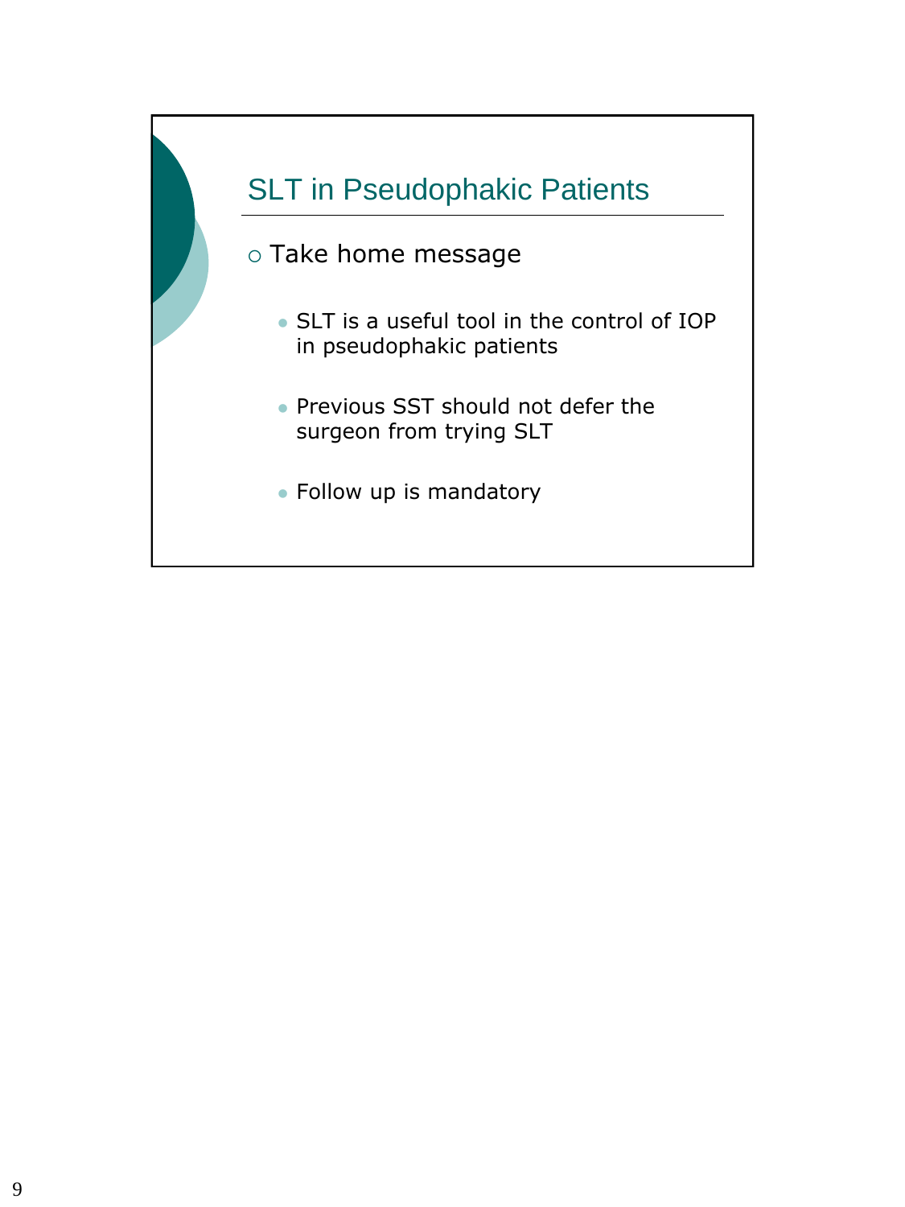## SLT in Pseudophakic Patients

- Take home message
  - SLT is a useful tool in the control of IOP in pseudophakic patients
  - Previous SST should not defer the surgeon from trying SLT
  - Follow up is mandatory